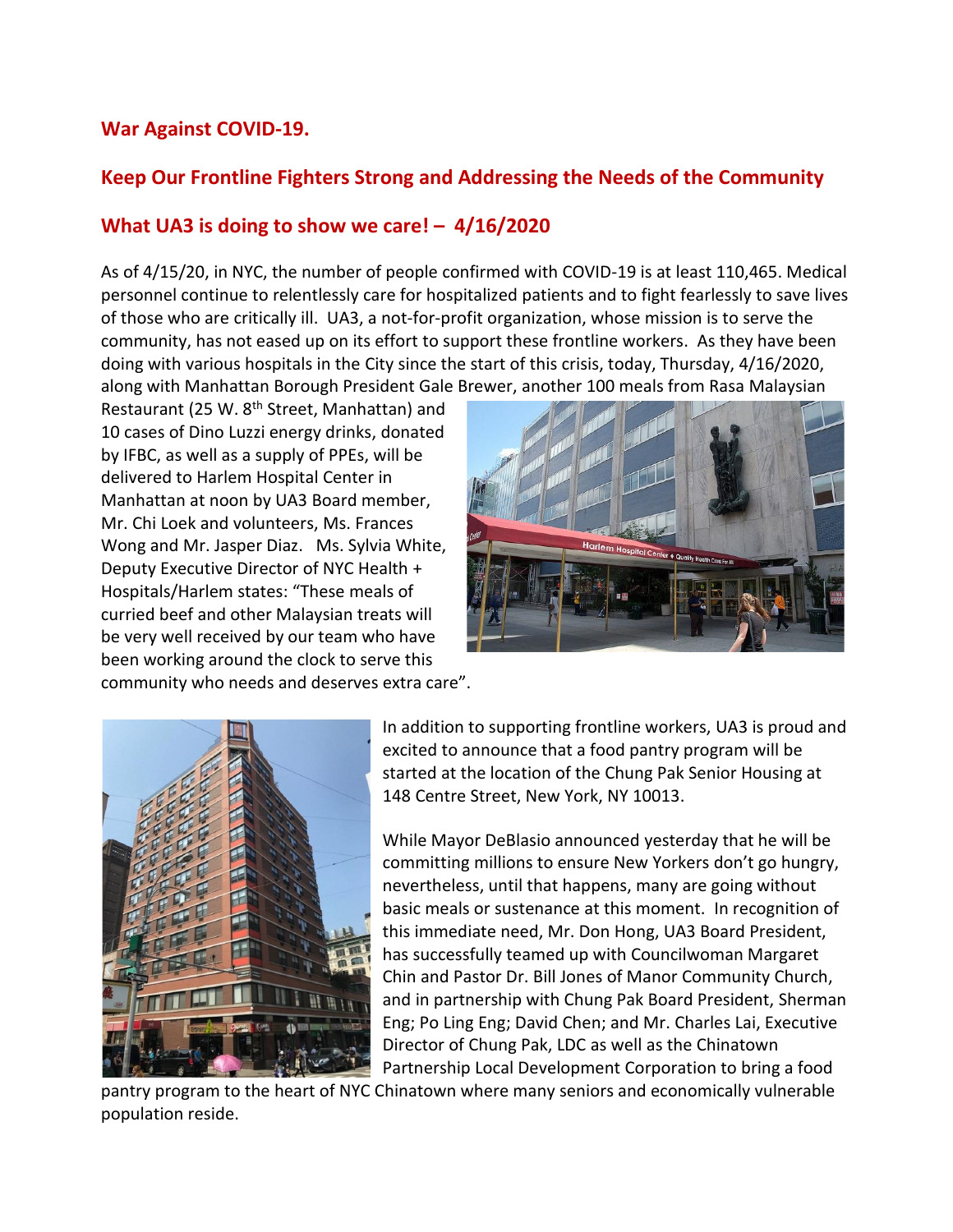## War Against COVID-19.

## Keep Our Frontline Fighters Strong and Addressing the Needs of the Community

## What UA3 is doing to show we care! – 4/16/2020

As of 4/15/20, in NYC, the number of people confirmed with COVID-19 is at least 110,465. Medical personnel continue to relentlessly care for hospitalized patients and to fight fearlessly to save lives of those who are critically ill. UA3, a not-for-profit organization, whose mission is to serve the community, has not eased up on its effort to support these frontline workers. As they have been doing with various hospitals in the City since the start of this crisis, today, Thursday, 4/16/2020, along with Manhattan Borough President Gale Brewer, another 100 meals from Rasa Malaysian Restaurant (25 W. 8th Street, Manhattan) and 10 cases of Dino Luzzi energy drinks, donated by IFBC, as well as a supply of PPEs, will be delivered to Harlem Hospital Center in Manhattan at noon by UA3 Board member, Mr. Chi Loek and volunteers, Ms. Frances Wong and Mr. Jasper Diaz. Ms. Sylvia White, Deputy Executive Director of NYC Health + Hospitals/Harlem states: "These meals of curried beef and other Malaysian treats will be very well received by our team who have been working around the clock to serve this community who needs and deserves extra care".

In addition to supporting frontline workers, UA3 is proud and excited to announce that a food pantry program will be started at the location of the Chung Pak Senior Housing at 148 Centre Street, New York, NY 10013.

While Mayor DeBlasio announced yesterday that he will be committing millions to ensure New Yorkers don't go hungry, nevertheless, until that happens, many are going without basic meals or sustenance at this moment. In recognition of this immediate need, Mr. Don Hong, UA3 Board President, has successfully teamed up with Councilwoman Margaret Chin and Pastor Dr. Bill Jones of Manor Community Church, and in partnership with Chung Pak Board President, Sherman Eng; Po Ling Eng; David Chen; and Mr. Charles Lai, Executive Director of Chung Pak, LDC as well as the Chinatown Partnership Local Development Corporation to bring a food pantry program to the heart of NYC Chinatown where many seniors and economically vulnerable population reside.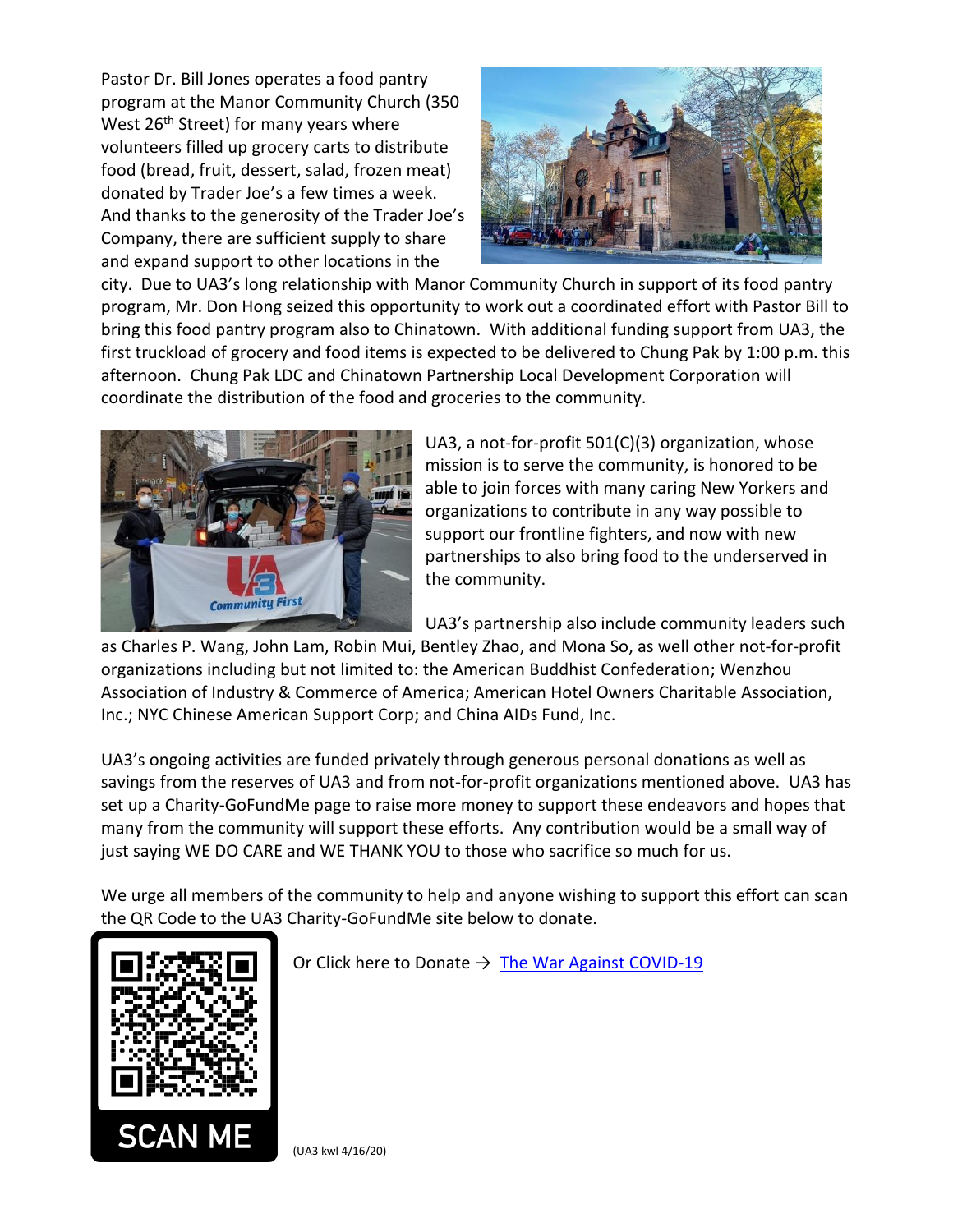Pastor Dr. Bill Jones operates a food pantry program at the Manor Community Church (350 West 26th Street) for many years where volunteers filled up grocery carts to distribute food (bread, fruit, dessert, salad, frozen meat) donated by Trader Joe's a few times a week. And thanks to the generosity of the Trader Joe's Company, there are sufficient supply to share and expand support to other locations in the city. Due to UA3's long relationship with Manor Community Church in support of its food pantry program, Mr. Don Hong seized this opportunity to work out a coordinated effort with Pastor Bill to bring this food pantry program also to Chinatown. With additional funding support from UA3, the first truckload of grocery and food items is expected to be delivered to Chung Pak by 1:00 p.m. this afternoon. Chung Pak LDC and Chinatown Partnership Local Development Corporation will coordinate the distribution of the food and groceries to the community.

UA3, a not-for-profit 501(C)(3) organization, whose mission is to serve the community, is honored to be able to join forces with many caring New Yorkers and organizations to contribute in any way possible to support our frontline fighters, and now with new partnerships to also bring food to the underserved in the community.

UA3's partnership also include community leaders such as Charles P. Wang, John Lam, Robin Mui, Bentley Zhao, and Mona So, as well other not-for-profit organizations including but not limited to: the American Buddhist Confederation; Wenzhou Association of Industry & Commerce of America; American Hotel Owners Charitable Association, Inc.; NYC Chinese American Support Corp; and China AIDs Fund, Inc.

UA3's ongoing activities are funded privately through generous personal donations as well as savings from the reserves of UA3 and from not-for-profit organizations mentioned above. UA3 has set up a Charity-GoFundMe page to raise more money to support these endeavors and hopes that many from the community will support these efforts. Any contribution would be a small way of just saying WE DO CARE and WE THANK YOU to those who sacrifice so much for us.

We urge all members of the community to help and anyone wishing to support this effort can scan the QR Code to the UA3 Charity-GoFundMe site below to donate.

SCAN ME

Or Click here to Donate → The War Against COVID-19

(UA3 kwl 4/16/20)